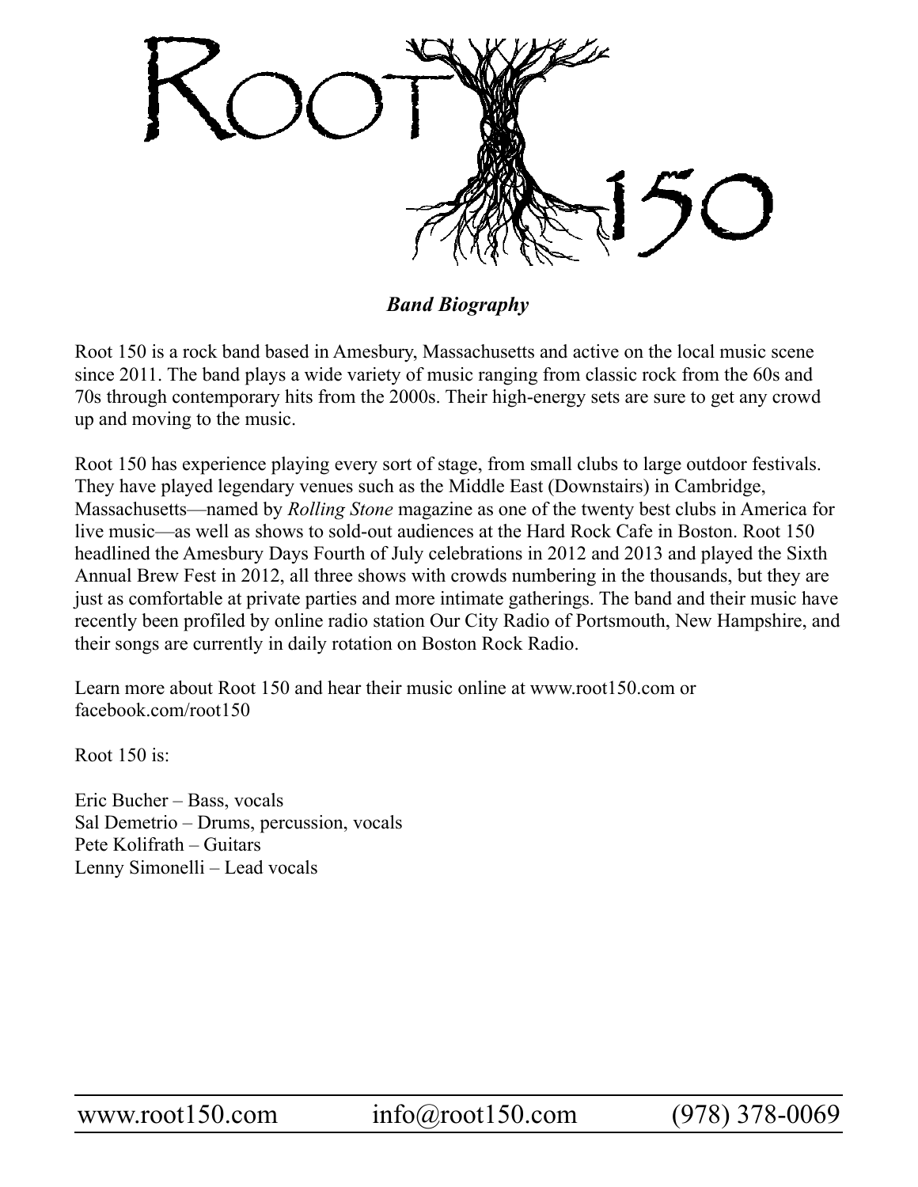# Root 150

***Band Biography***

Root 150 is a rock band based in Amesbury, Massachusetts and active on the local music scene since 2011. The band plays a wide variety of music ranging from classic rock from the 60s and 70s through contemporary hits from the 2000s. Their high-energy sets are sure to get any crowd up and moving to the music.

Root 150 has experience playing every sort of stage, from small clubs to large outdoor festivals. They have played legendary venues such as the Middle East (Downstairs) in Cambridge, Massachusetts—named by *Rolling Stone* magazine as one of the twenty best clubs in America for live music—as well as shows to sold-out audiences at the Hard Rock Cafe in Boston. Root 150 headlined the Amesbury Days Fourth of July celebrations in 2012 and 2013 and played the Sixth Annual Brew Fest in 2012, all three shows with crowds numbering in the thousands, but they are just as comfortable at private parties and more intimate gatherings. The band and their music have recently been profiled by online radio station Our City Radio of Portsmouth, New Hampshire, and their songs are currently in daily rotation on Boston Rock Radio.

Learn more about Root 150 and hear their music online at www.root150.com or facebook.com/root150

Root 150 is:

Eric Bucher – Bass, vocals
Sal Demetrio – Drums, percussion, vocals
Pete Kolifrath – Guitars
Lenny Simonelli – Lead vocals

www.root150.com info@root150.com (978) 378-0069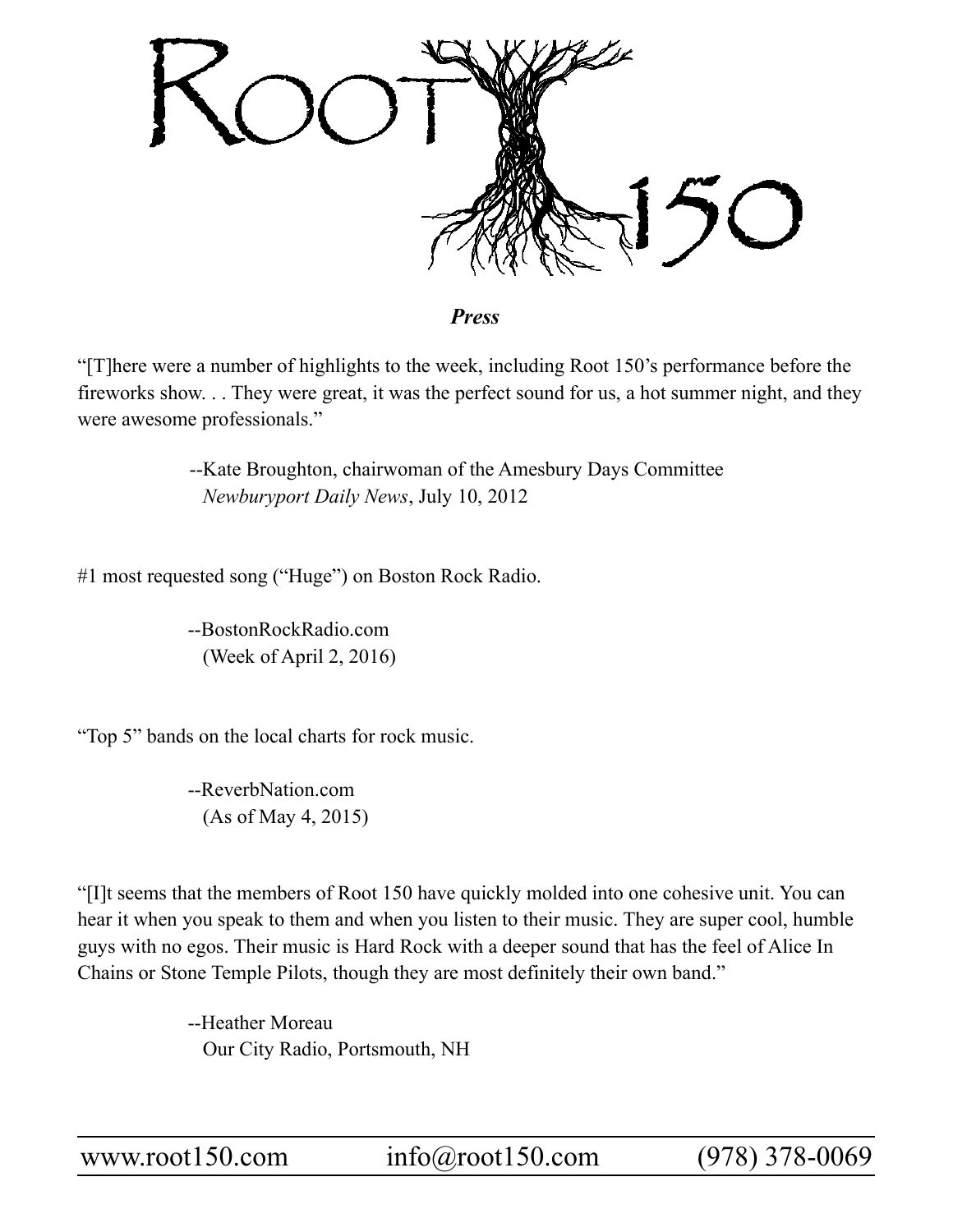# Root 150

***Press***

"[T]here were a number of highlights to the week, including Root 150's performance before the fireworks show. . . They were great, it was the perfect sound for us, a hot summer night, and they were awesome professionals."

> --Kate Broughton, chairwoman of the Amesbury Days Committee
> *Newburyport Daily News*, July 10, 2012

#1 most requested song ("Huge") on Boston Rock Radio.

> --BostonRockRadio.com
> (Week of April 2, 2016)

"Top 5" bands on the local charts for rock music.

> --ReverbNation.com
> (As of May 4, 2015)

"[I]t seems that the members of Root 150 have quickly molded into one cohesive unit. You can hear it when you speak to them and when you listen to their music. They are super cool, humble guys with no egos. Their music is Hard Rock with a deeper sound that has the feel of Alice In Chains or Stone Temple Pilots, though they are most definitely their own band."

> --Heather Moreau
> Our City Radio, Portsmouth, NH

www.root150.com    info@root150.com    (978) 378-0069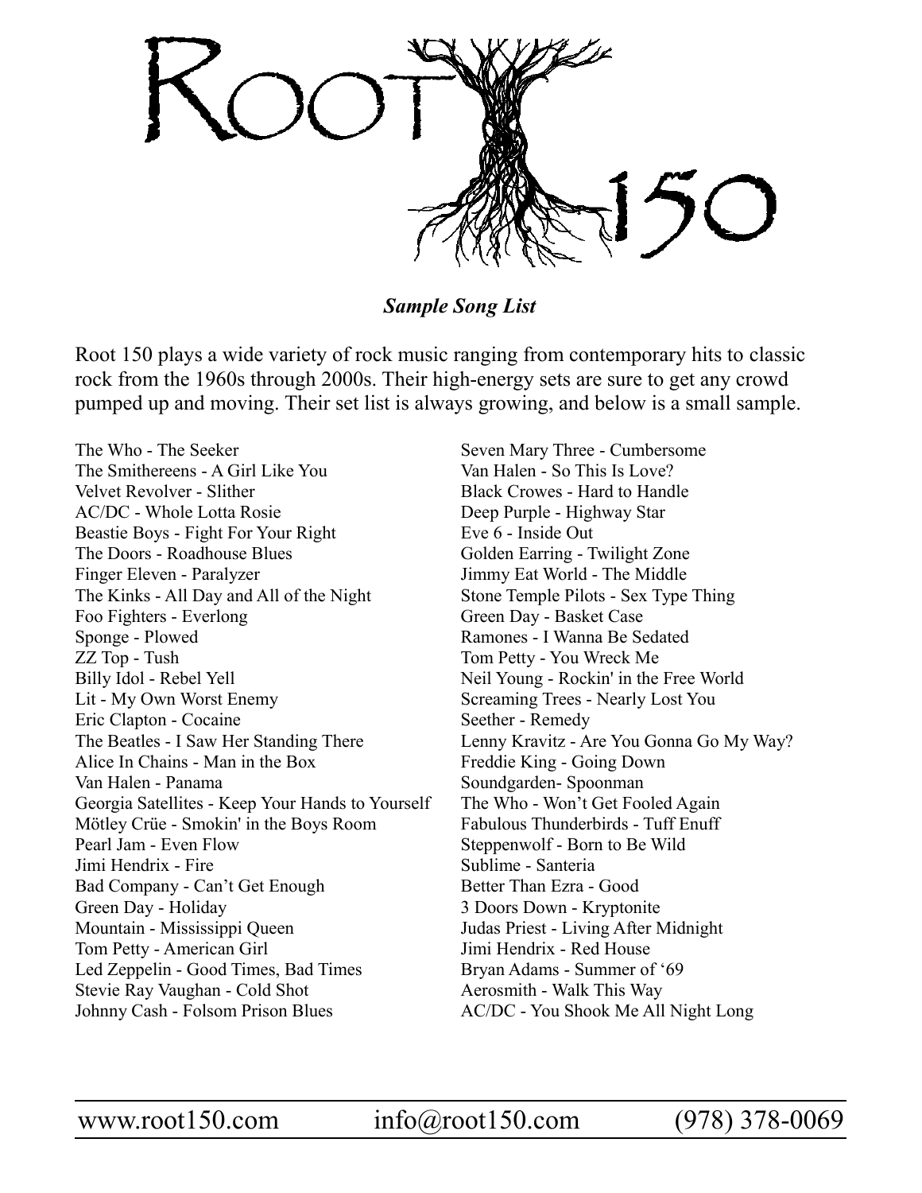# Root 150

***Sample Song List***

Root 150 plays a wide variety of rock music ranging from contemporary hits to classic rock from the 1960s through 2000s. Their high-energy sets are sure to get any crowd pumped up and moving. Their set list is always growing, and below is a small sample.

The Who - The Seeker
The Smithereens - A Girl Like You
Velvet Revolver - Slither
AC/DC - Whole Lotta Rosie
Beastie Boys - Fight For Your Right
The Doors - Roadhouse Blues
Finger Eleven - Paralyzer
The Kinks - All Day and All of the Night
Foo Fighters - Everlong
Sponge - Plowed
ZZ Top - Tush
Billy Idol - Rebel Yell
Lit - My Own Worst Enemy
Eric Clapton - Cocaine
The Beatles - I Saw Her Standing There
Alice In Chains - Man in the Box
Van Halen - Panama
Georgia Satellites - Keep Your Hands to Yourself
Mötley Crüe - Smokin' in the Boys Room
Pearl Jam - Even Flow
Jimi Hendrix - Fire
Bad Company - Can't Get Enough
Green Day - Holiday
Mountain - Mississippi Queen
Tom Petty - American Girl
Led Zeppelin - Good Times, Bad Times
Stevie Ray Vaughan - Cold Shot
Johnny Cash - Folsom Prison Blues
Seven Mary Three - Cumbersome
Van Halen - So This Is Love?
Black Crowes - Hard to Handle
Deep Purple - Highway Star
Eve 6 - Inside Out
Golden Earring - Twilight Zone
Jimmy Eat World - The Middle
Stone Temple Pilots - Sex Type Thing
Green Day - Basket Case
Ramones - I Wanna Be Sedated
Tom Petty - You Wreck Me
Neil Young - Rockin' in the Free World
Screaming Trees - Nearly Lost You
Seether - Remedy
Lenny Kravitz - Are You Gonna Go My Way?
Freddie King - Going Down
Soundgarden- Spoonman
The Who - Won't Get Fooled Again
Fabulous Thunderbirds - Tuff Enuff
Steppenwolf - Born to Be Wild
Sublime - Santeria
Better Than Ezra - Good
3 Doors Down - Kryptonite
Judas Priest - Living After Midnight
Jimi Hendrix - Red House
Bryan Adams - Summer of '69
Aerosmith - Walk This Way
AC/DC - You Shook Me All Night Long

www.root150.com info@root150.com (978) 378-0069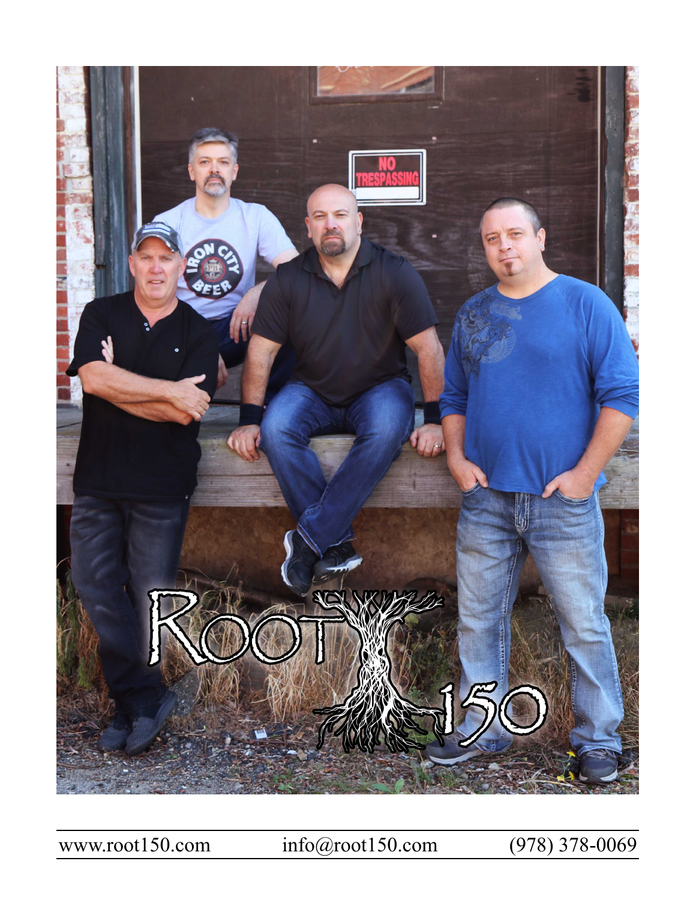www.root150.com info@root150.com (978) 378-0069